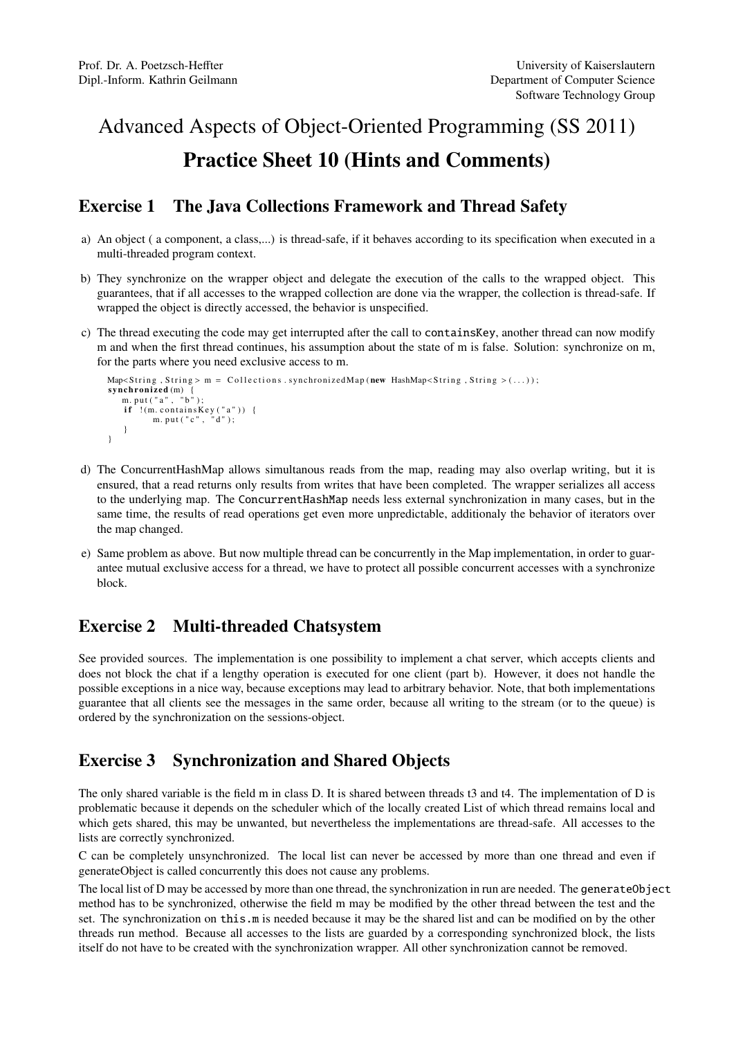Prof. Dr. A. Poetzsch-Heffter
Dipl.-Inform. Kathrin Geilmann

University of Kaiserslautern
Department of Computer Science
Software Technology Group

# Advanced Aspects of Object-Oriented Programming (SS 2011)

# Practice Sheet 10 (Hints and Comments)

## Exercise 1 The Java Collections Framework and Thread Safety

a) An object ( a component, a class,...) is thread-safe, if it behaves according to its specification when executed in a multi-threaded program context.

b) They synchronize on the wrapper object and delegate the execution of the calls to the wrapped object. This guarantees, that if all accesses to the wrapped collection are done via the wrapper, the collection is thread-safe. If wrapped the object is directly accessed, the behavior is unspecified.

c) The thread executing the code may get interrupted after the call to `containsKey`, another thread can now modify m and when the first thread continues, his assumption about the state of m is false. Solution: synchronize on m, for the parts where you need exclusive access to m.

```
Map<String, String> m = Collections.synchronizedMap(new HashMap<String, String>(...));
synchronized(m) {
   m.put("a", "b");
   if !(m.containsKey("a")) {
         m.put("c", "d");
   }
}
```

d) The ConcurrentHashMap allows simultanous reads from the map, reading may also overlap writing, but it is ensured, that a read returns only results from writes that have been completed. The wrapper serializes all access to the underlying map. The `ConcurrentHashMap` needs less external synchronization in many cases, but in the same time, the results of read operations get even more unpredictable, additionaly the behavior of iterators over the map changed.

e) Same problem as above. But now multiple thread can be concurrently in the Map implementation, in order to guarantee mutual exclusive access for a thread, we have to protect all possible concurrent accesses with a synchronize block.

## Exercise 2 Multi-threaded Chatsystem

See provided sources. The implementation is one possibility to implement a chat server, which accepts clients and does not block the chat if a lengthy operation is executed for one client (part b). However, it does not handle the possible exceptions in a nice way, because exceptions may lead to arbitrary behavior. Note, that both implementations guarantee that all clients see the messages in the same order, because all writing to the stream (or to the queue) is ordered by the synchronization on the sessions-object.

## Exercise 3 Synchronization and Shared Objects

The only shared variable is the field m in class D. It is shared between threads t3 and t4. The implementation of D is problematic because it depends on the scheduler which of the locally created List of which thread remains local and which gets shared, this may be unwanted, but nevertheless the implementations are thread-safe. All accesses to the lists are correctly synchronized.

C can be completely unsynchronized. The local list can never be accessed by more than one thread and even if generateObject is called concurrently this does not cause any problems.

The local list of D may be accessed by more than one thread, the synchronization in run are needed. The `generateObject` method has to be synchronized, otherwise the field m may be modified by the other thread between the test and the set. The synchronization on `this.m` is needed because it may be the shared list and can be modified on by the other threads run method. Because all accesses to the lists are guarded by a corresponding synchronized block, the lists itself do not have to be created with the synchronization wrapper. All other synchronization cannot be removed.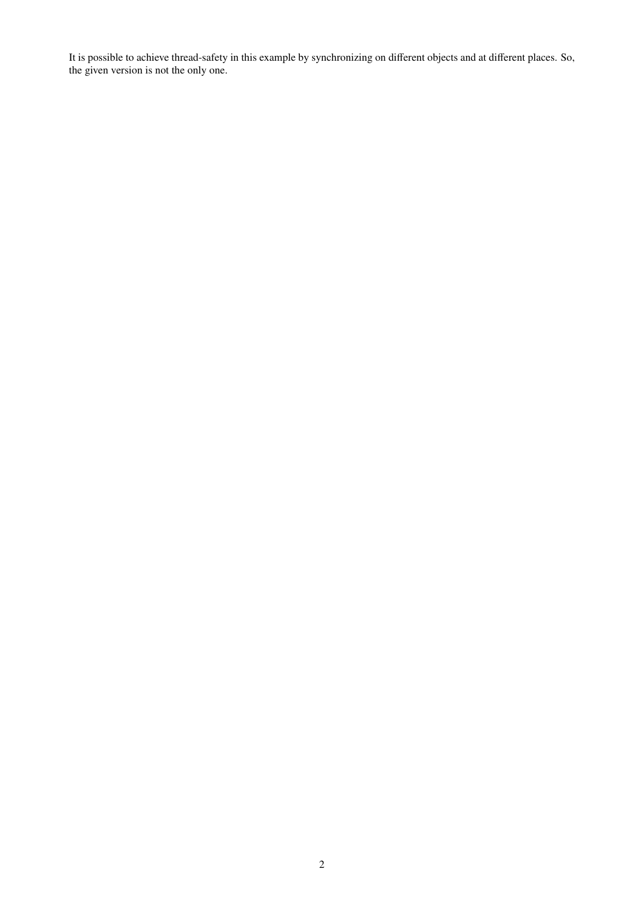It is possible to achieve thread-safety in this example by synchronizing on different objects and at different places. So, the given version is not the only one.